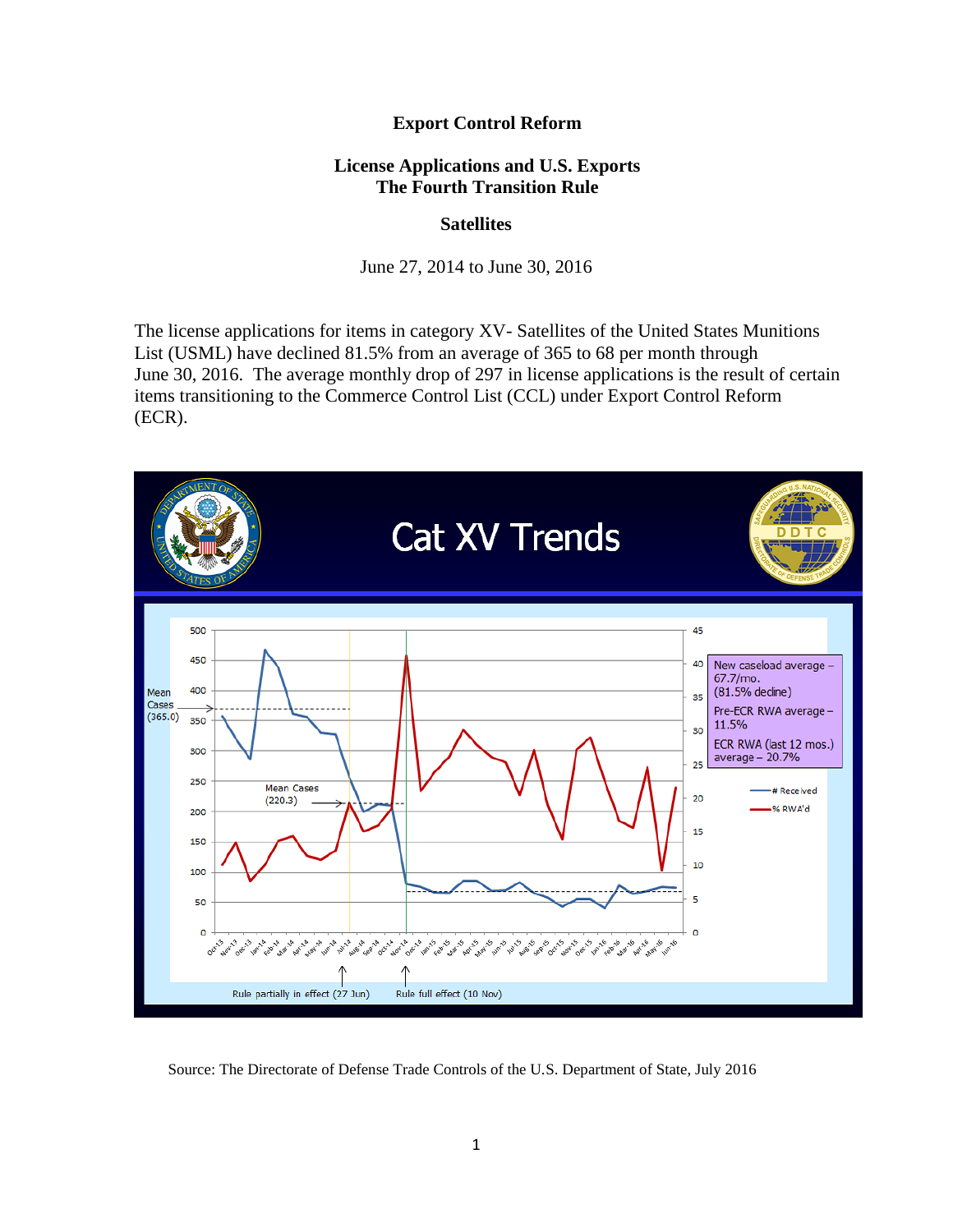# Export Control Reform

## License Applications and U.S. Exports
## The Fourth Transition Rule

### Satellites

June 27, 2014 to June 30, 2016

The license applications for items in category XV- Satellites of the United States Munitions List (USML) have declined 81.5% from an average of 365 to 68 per month through June 30, 2016. The average monthly drop of 297 in license applications is the result of certain items transitioning to the Commerce Control List (CCL) under Export Control Reform (ECR).

Source: The Directorate of Defense Trade Controls of the U.S. Department of State, July 2016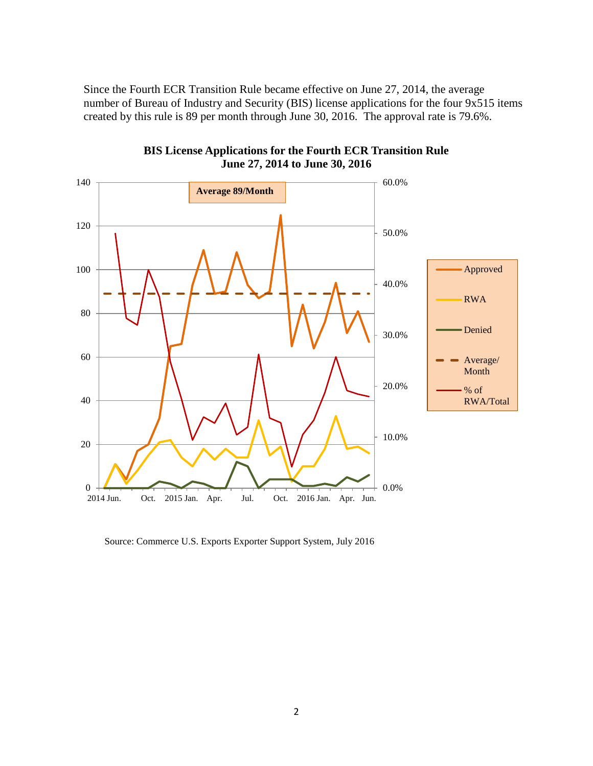Since the Fourth ECR Transition Rule became effective on June 27, 2014, the average number of Bureau of Industry and Security (BIS) license applications for the four 9x515 items created by this rule is 89 per month through June 30, 2016. The approval rate is 79.6%.

**BIS License Applications for the Fourth ECR Transition Rule**
**June 27, 2014 to June 30, 2016**

Source: Commerce U.S. Exports Exporter Support System, July 2016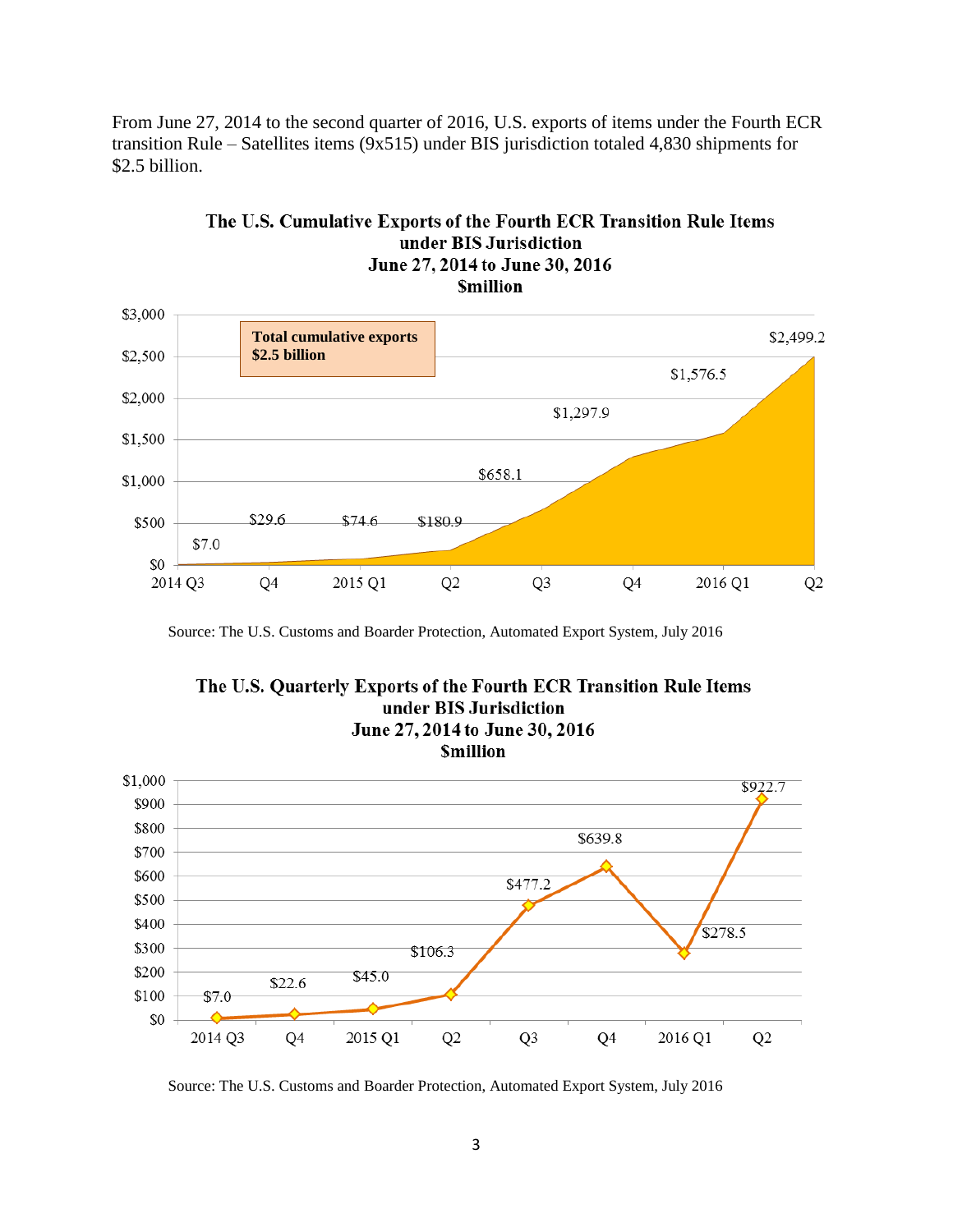From June 27, 2014 to the second quarter of 2016, U.S. exports of items under the Fourth ECR transition Rule – Satellites items (9x515) under BIS jurisdiction totaled 4,830 shipments for $2.5 billion.

**The U.S. Cumulative Exports of the Fourth ECR Transition Rule Items under BIS Jurisdiction June 27, 2014 to June 30, 2016 $million**

Total cumulative exports $2.5 billion

| Quarter | Cumulative Exports ($million) |
| --- | --- |
| 2014 Q3 | $7.0 |
| Q4 | $29.6 |
| 2015 Q1 | $74.6 |
| Q2 | $180.9 |
| Q3 | $658.1 |
| Q4 | $1,297.9 |
| 2016 Q1 | $1,576.5 |
| Q2 | $2,499.2 |

Source: The U.S. Customs and Boarder Protection, Automated Export System, July 2016

**The U.S. Quarterly Exports of the Fourth ECR Transition Rule Items under BIS Jurisdiction June 27, 2014 to June 30, 2016 $million**

| Quarter | Quarterly Exports ($million) |
| --- | --- |
| 2014 Q3 | $7.0 |
| Q4 | $22.6 |
| 2015 Q1 | $45.0 |
| Q2 | $106.3 |
| Q3 | $477.2 |
| Q4 | $639.8 |
| 2016 Q1 | $278.5 |
| Q2 | $922.7 |

Source: The U.S. Customs and Boarder Protection, Automated Export System, July 2016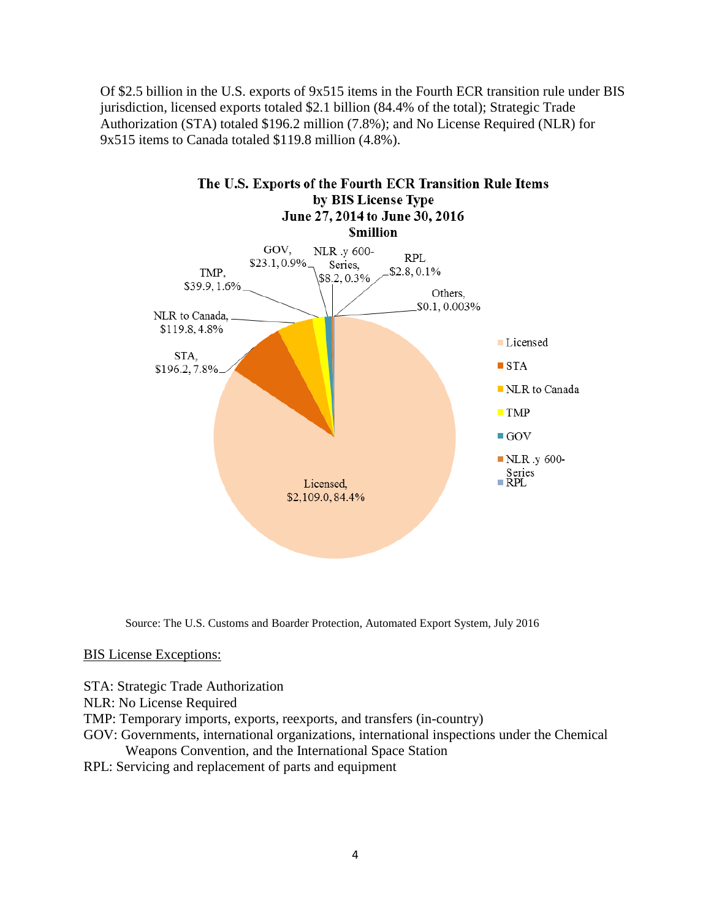Of $2.5 billion in the U.S. exports of 9x515 items in the Fourth ECR transition rule under BIS jurisdiction, licensed exports totaled $2.1 billion (84.4% of the total); Strategic Trade Authorization (STA) totaled $196.2 million (7.8%); and No License Required (NLR) for 9x515 items to Canada totaled $119.8 million (4.8%).

**The U.S. Exports of the Fourth ECR Transition Rule Items by BIS License Type June 27, 2014 to June 30, 2016 $million**

Licensed, $2,109.0, 84.4%
STA, $196.2, 7.8%
NLR to Canada, $119.8, 4.8%
TMP, $39.9, 1.6%
GOV, $23.1, 0.9%
NLR .y 600-Series, $8.2, 0.3%
RPL, $2.8, 0.1%
Others, $0.1, 0.003%

Licensed
STA
NLR to Canada
TMP
GOV
NLR .y 600-Series
RPL

Source: The U.S. Customs and Boarder Protection, Automated Export System, July 2016

BIS License Exceptions:

STA: Strategic Trade Authorization
NLR: No License Required
TMP: Temporary imports, exports, reexports, and transfers (in-country)
GOV: Governments, international organizations, international inspections under the Chemical Weapons Convention, and the International Space Station
RPL: Servicing and replacement of parts and equipment